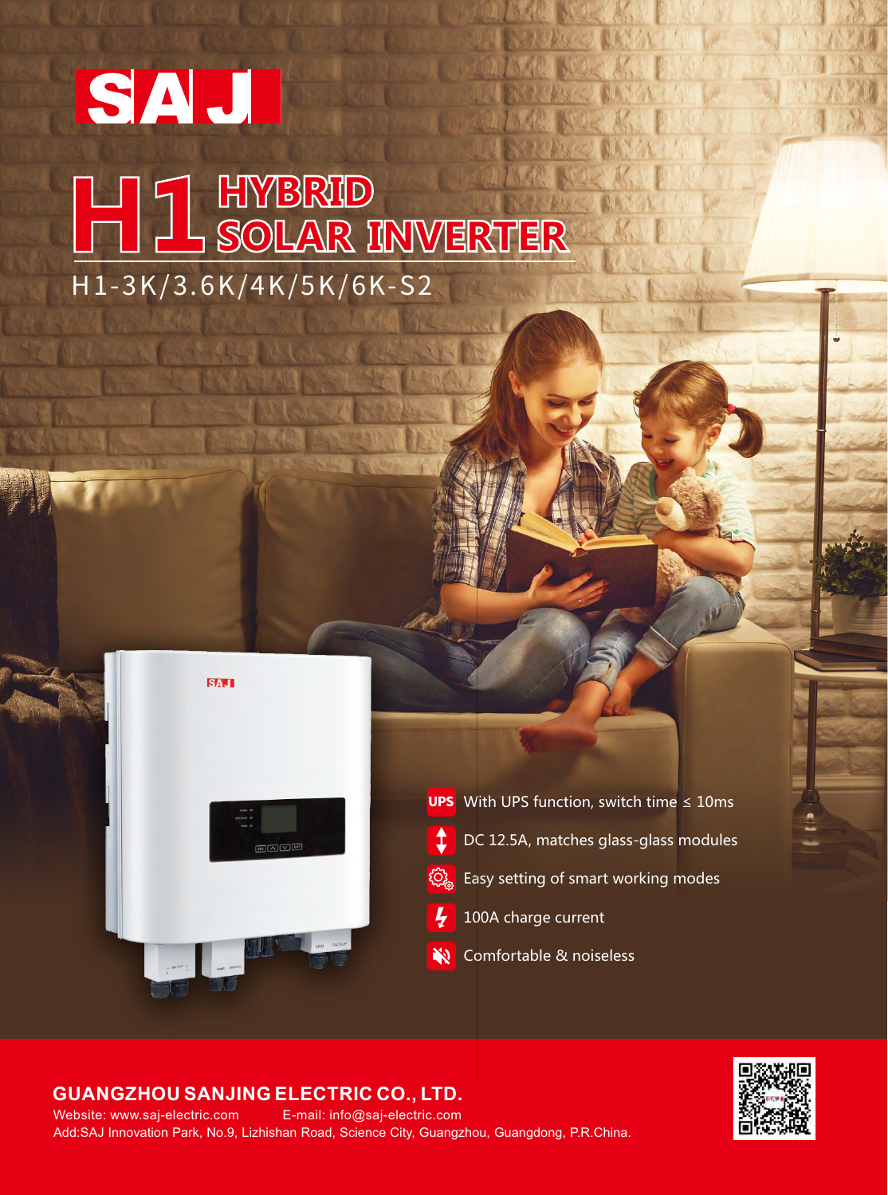# SAJ

# H1 HYBRID SOLAR INVERTER

H1-3K/3.6K/4K/5K/6K-S2

- With UPS function, switch time ≤ 10ms
- DC 12.5A, matches glass-glass modules
- Easy setting of smart working modes
- 100A charge current
- Comfortable & noiseless

**GUANGZHOU SANJING ELECTRIC CO., LTD.**

Website: www.saj-electric.com E-mail: info@saj-electric.com

Add:SAJ Innovation Park, No.9, Lizhishan Road, Science City, Guangzhou, Guangdong, P.R.China.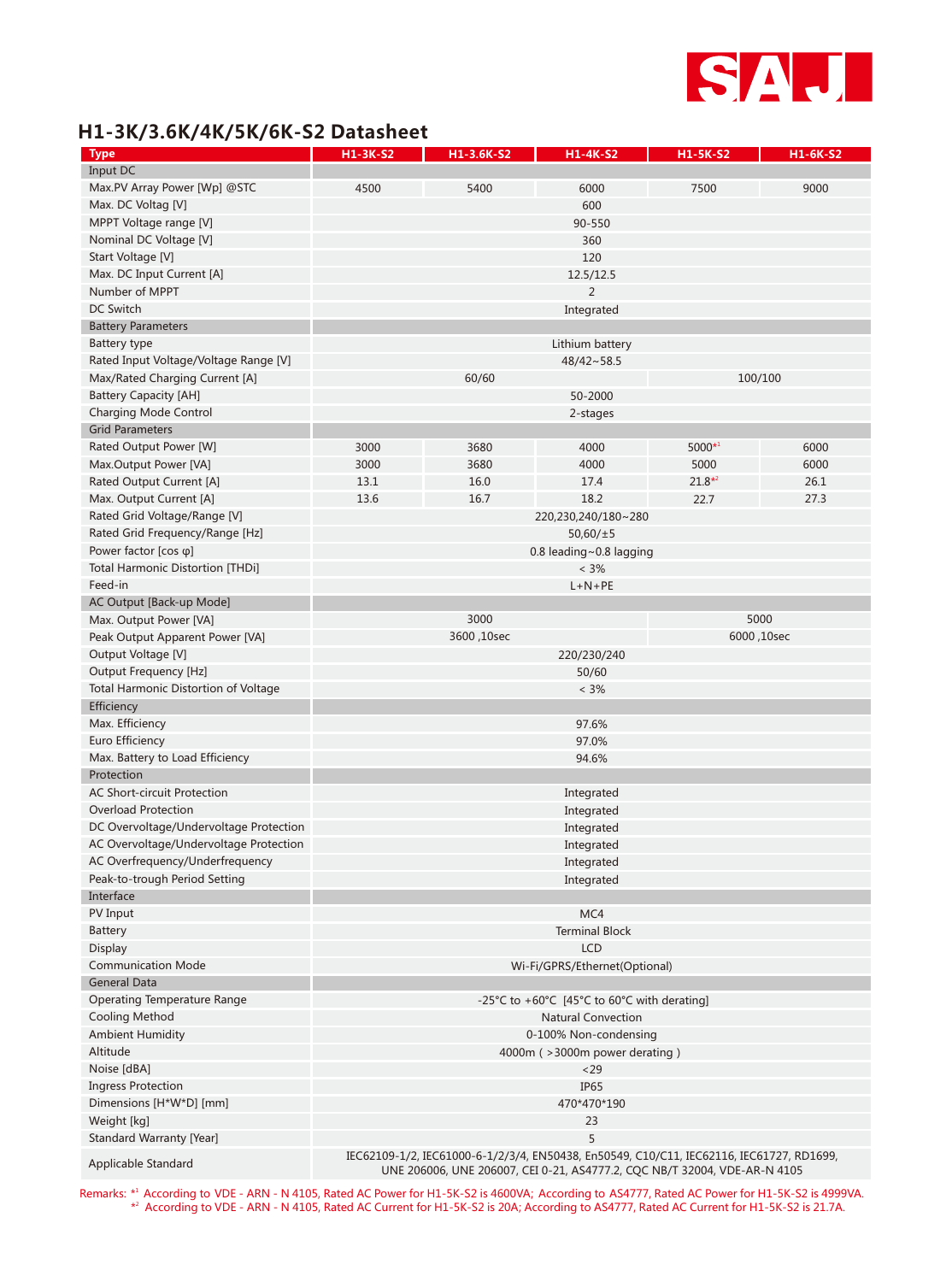SAJ

# H1-3K/3.6K/4K/5K/6K-S2 Datasheet

| Type | H1-3K-S2 | H1-3.6K-S2 | H1-4K-S2 | H1-5K-S2 | H1-6K-S2 |
|---|---|---|---|---|---|
| **Input DC** | | | | | |
| Max.PV Array Power [Wp] @STC | 4500 | 5400 | 6000 | 7500 | 9000 |
| Max. DC Voltag [V] | 600 | | | | |
| MPPT Voltage range [V] | 90-550 | | | | |
| Nominal DC Voltage [V] | 360 | | | | |
| Start Voltage [V] | 120 | | | | |
| Max. DC Input Current [A] | 12.5/12.5 | | | | |
| Number of MPPT | 2 | | | | |
| DC Switch | Integrated | | | | |
| **Battery Parameters** | | | | | |
| Battery type | Lithium battery | | | | |
| Rated Input Voltage/Voltage Range [V] | 48/42~58.5 | | | | |
| Max/Rated Charging Current [A] | 60/60 | | | 100/100 | |
| Battery Capacity [AH] | 50-2000 | | | | |
| Charging Mode Control | 2-stages | | | | |
| **Grid Parameters** | | | | | |
| Rated Output Power [W] | 3000 | 3680 | 4000 | 5000*[1] | 6000 |
| Max.Output Power [VA] | 3000 | 3680 | 4000 | 5000 | 6000 |
| Rated Output Current [A] | 13.1 | 16.0 | 17.4 | 21.8*[2] | 26.1 |
| Max. Output Current [A] | 13.6 | 16.7 | 18.2 | 22.7 | 27.3 |
| Rated Grid Voltage/Range [V] | 220,230,240/180~280 | | | | |
| Rated Grid Frequency/Range [Hz] | 50,60/±5 | | | | |
| Power factor [cos φ] | 0.8 leading~0.8 lagging | | | | |
| Total Harmonic Distortion [THDi] | < 3% | | | | |
| Feed-in | L+N+PE | | | | |
| **AC Output [Back-up Mode]** | | | | | |
| Max. Output Power [VA] | 3000 | | | 5000 | |
| Peak Output Apparent Power [VA] | 3600 ,10sec | | | 6000 ,10sec | |
| Output Voltage [V] | 220/230/240 | | | | |
| Output Frequency [Hz] | 50/60 | | | | |
| Total Harmonic Distortion of Voltage | < 3% | | | | |
| **Efficiency** | | | | | |
| Max. Efficiency | 97.6% | | | | |
| Euro Efficiency | 97.0% | | | | |
| Max. Battery to Load Efficiency | 94.6% | | | | |
| **Protection** | | | | | |
| AC Short-circuit Protection | Integrated | | | | |
| Overload Protection | Integrated | | | | |
| DC Overvoltage/Undervoltage Protection | Integrated | | | | |
| AC Overvoltage/Undervoltage Protection | Integrated | | | | |
| AC Overfrequency/Underfrequency | Integrated | | | | |
| Peak-to-trough Period Setting | Integrated | | | | |
| **Interface** | | | | | |
| PV Input | MC4 | | | | |
| Battery | Terminal Block | | | | |
| Display | LCD | | | | |
| Communication Mode | Wi-Fi/GPRS/Ethernet(Optional) | | | | |
| **General Data** | | | | | |
| Operating Temperature Range | -25°C to +60°C [45°C to 60°C with derating] | | | | |
| Cooling Method | Natural Convection | | | | |
| Ambient Humidity | 0-100% Non-condensing | | | | |
| Altitude | 4000m ( >3000m power derating ) | | | | |
| Noise [dBA] | <29 | | | | |
| Ingress Protection | IP65 | | | | |
| Dimensions [H*W*D] [mm] | 470*470*190 | | | | |
| Weight [kg] | 23 | | | | |
| Standard Warranty [Year] | 5 | | | | |
| Applicable Standard | IEC62109-1/2, IEC61000-6-1/2/3/4, EN50438, En50549, C10/C11, IEC62116, IEC61727, RD1699, UNE 206006, UNE 206007, CEI 0-21, AS4777.2, CQC NB/T 32004, VDE-AR-N 4105 | | | | |

Remarks: *[1] According to VDE - ARN - N 4105, Rated AC Power for H1-5K-S2 is 4600VA; According to AS4777, Rated AC Power for H1-5K-S2 is 4999VA.
*[2] According to VDE - ARN - N 4105, Rated AC Current for H1-5K-S2 is 20A; According to AS4777, Rated AC Current for H1-5K-S2 is 21.7A.